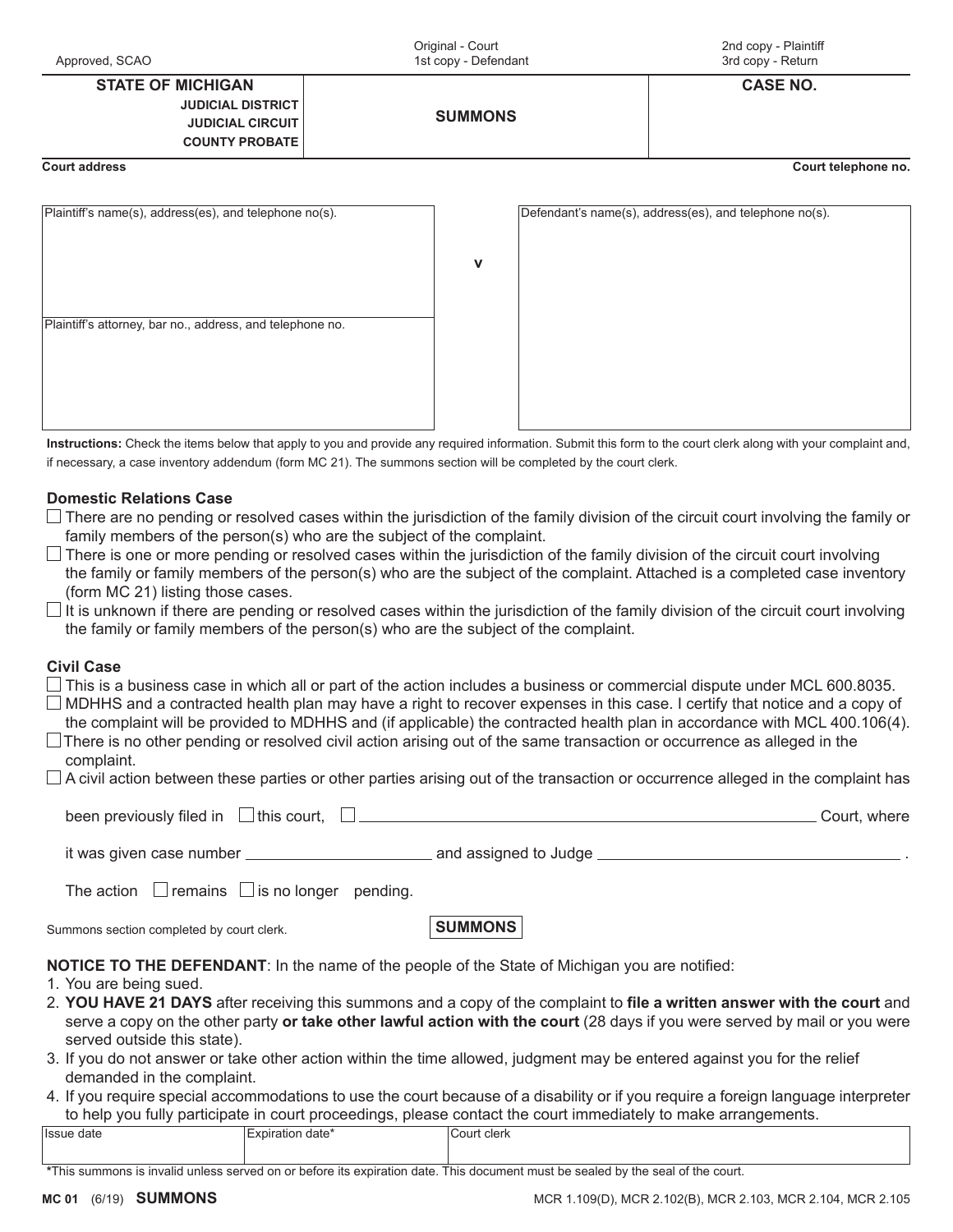Approved, SCAO

Original - Court
1st copy - Defendant

2nd copy - Plaintiff
3rd copy - Return

| STATE OF MICHIGAN<br>JUDICIAL DISTRICT<br>JUDICIAL CIRCUIT<br>COUNTY PROBATE | SUMMONS | CASE NO. |
|---|---|---|

**Court address** | **Court telephone no.**

| Plaintiff's name(s), address(es), and telephone no(s). | v | Defendant's name(s), address(es), and telephone no(s). |
|---|---|---|
| Plaintiff's attorney, bar no., address, and telephone no. | | |

**Instructions:** Check the items below that apply to you and provide any required information. Submit this form to the court clerk along with your complaint and, if necessary, a case inventory addendum (form MC 21). The summons section will be completed by the court clerk.

### Domestic Relations Case

- ☐ There are no pending or resolved cases within the jurisdiction of the family division of the circuit court involving the family or family members of the person(s) who are the subject of the complaint.
- ☐ There is one or more pending or resolved cases within the jurisdiction of the family division of the circuit court involving the family or family members of the person(s) who are the subject of the complaint. Attached is a completed case inventory (form MC 21) listing those cases.
- ☐ It is unknown if there are pending or resolved cases within the jurisdiction of the family division of the circuit court involving the family or family members of the person(s) who are the subject of the complaint.

### Civil Case

- ☐ This is a business case in which all or part of the action includes a business or commercial dispute under MCL 600.8035.
- ☐ MDHHS and a contracted health plan may have a right to recover expenses in this case. I certify that notice and a copy of the complaint will be provided to MDHHS and (if applicable) the contracted health plan in accordance with MCL 400.106(4).
- ☐ There is no other pending or resolved civil action arising out of the same transaction or occurrence as alleged in the complaint.
- ☐ A civil action between these parties or other parties arising out of the transaction or occurrence alleged in the complaint has been previously filed in ☐ this court, ☐ ______________________________ Court, where it was given case number ______________ and assigned to Judge ______________________.

  The action ☐ remains ☐ is no longer pending.

Summons section completed by court clerk.

**SUMMONS**

**NOTICE TO THE DEFENDANT**: In the name of the people of the State of Michigan you are notified:

1. You are being sued.
2. **YOU HAVE 21 DAYS** after receiving this summons and a copy of the complaint to **file a written answer with the court** and serve a copy on the other party **or take other lawful action with the court** (28 days if you were served by mail or you were served outside this state).
3. If you do not answer or take other action within the time allowed, judgment may be entered against you for the relief demanded in the complaint.
4. If you require special accommodations to use the court because of a disability or if you require a foreign language interpreter to help you fully participate in court proceedings, please contact the court immediately to make arrangements.

| Issue date | Expiration date* | Court clerk |
|---|---|---|
| | | |

*This summons is invalid unless served on or before its expiration date. This document must be sealed by the seal of the court.

**MC 01** (6/19) **SUMMONS** MCR 1.109(D), MCR 2.102(B), MCR 2.103, MCR 2.104, MCR 2.105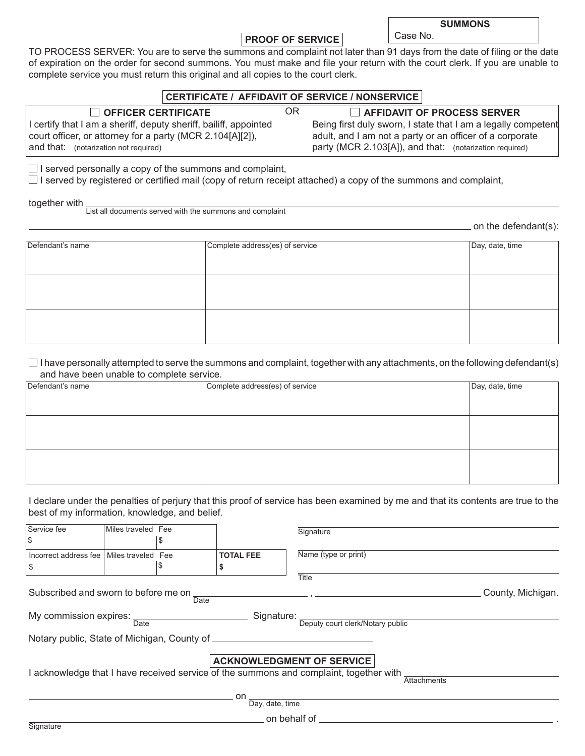**SUMMONS**

Case No.

## PROOF OF SERVICE

TO PROCESS SERVER: You are to serve the summons and complaint not later than 91 days from the date of filing or the date of expiration on the order for second summons. You must make and file your return with the court clerk. If you are unable to complete service you must return this original and all copies to the court clerk.

### CERTIFICATE / AFFIDAVIT OF SERVICE / NONSERVICE

| ☐ **OFFICER CERTIFICATE** | OR | ☐ **AFFIDAVIT OF PROCESS SERVER** |
|---|---|---|
| I certify that I am a sheriff, deputy sheriff, bailiff, appointed court officer, or attorney for a party (MCR 2.104[A][2]), and that: (notarization not required) | | Being first duly sworn, I state that I am a legally competent adult, and I am not a party or an officer of a corporate party (MCR 2.103[A]), and that: (notarization required) |

☐ I served personally a copy of the summons and complaint,

☐ I served by registered or certified mail (copy of return receipt attached) a copy of the summons and complaint,

together with ______________________________
List all documents served with the summons and complaint

______________________________ on the defendant(s):

| Defendant's name | Complete address(es) of service | Day, date, time |
|---|---|---|
| | | |
| | | |
| | | |

☐ I have personally attempted to serve the summons and complaint, together with any attachments, on the following defendant(s) and have been unable to complete service.

| Defendant's name | Complete address(es) of service | Day, date, time |
|---|---|---|
| | | |
| | | |
| | | |

I declare under the penalties of perjury that this proof of service has been examined by me and that its contents are true to the best of my information, knowledge, and belief.

| Service fee | Miles traveled | Fee | |
|---|---|---|---|
| $ | | $ | |
| Incorrect address fee | Miles traveled | Fee | **TOTAL FEE** |
| $ | | $ | **$** |

______________________________
Signature

______________________________
Name (type or print)

______________________________
Title

Subscribed and sworn to before me on ______________ , ______________ County, Michigan.
Date

My commission expires: ______________ Signature: ______________________________
Date Deputy court clerk/Notary public

Notary public, State of Michigan, County of ______________________________

### ACKNOWLEDGMENT OF SERVICE

I acknowledge that I have received service of the summons and complaint, together with ______________________________
Attachments

______________________________ on ______________________________
Day, date, time

______________________________ on behalf of ______________________________ .
Signature